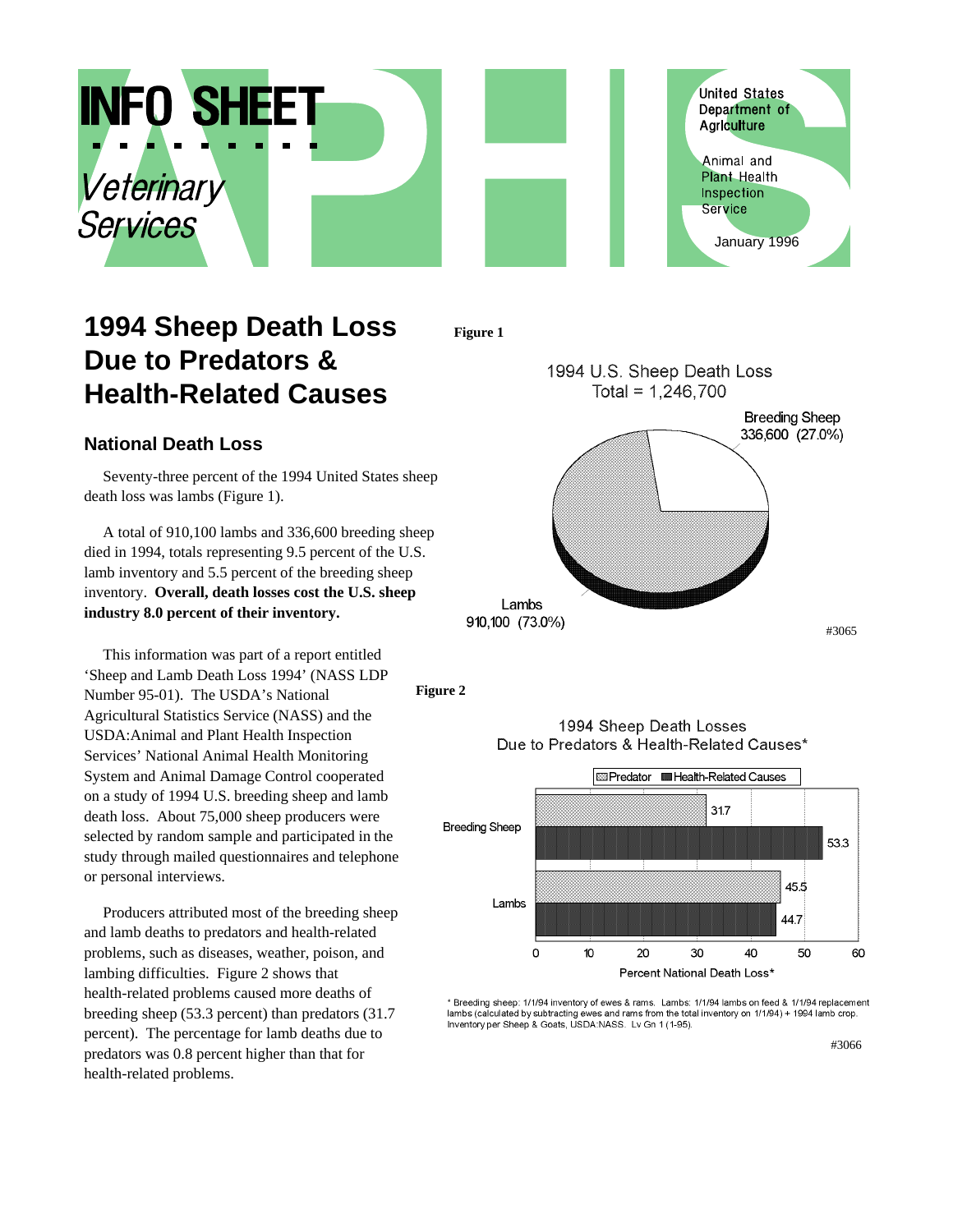INFO SHEET

*Veterinary Services*

United States Department of Agriculture

Animal and Plant Health Inspection Service

January 1996

# 1994 Sheep Death Loss Due to Predators & Health-Related Causes

## National Death Loss

Seventy-three percent of the 1994 United States sheep death loss was lambs (Figure 1).

A total of 910,100 lambs and 336,600 breeding sheep died in 1994, totals representing 9.5 percent of the U.S. lamb inventory and 5.5 percent of the breeding sheep inventory. **Overall, death losses cost the U.S. sheep industry 8.0 percent of their inventory.**

This information was part of a report entitled 'Sheep and Lamb Death Loss 1994' (NASS LDP Number 95-01). The USDA's National Agricultural Statistics Service (NASS) and the USDA:Animal and Plant Health Inspection Services' National Animal Health Monitoring System and Animal Damage Control cooperated on a study of 1994 U.S. breeding sheep and lamb death loss. About 75,000 sheep producers were selected by random sample and participated in the study through mailed questionnaires and telephone or personal interviews.

Producers attributed most of the breeding sheep and lamb deaths to predators and health-related problems, such as diseases, weather, poison, and lambing difficulties. Figure 2 shows that health-related problems caused more deaths of breeding sheep (53.3 percent) than predators (31.7 percent). The percentage for lamb deaths due to predators was 0.8 percent higher than that for health-related problems.

**Figure 1**

1994 U.S. Sheep Death Loss
Total = 1,246,700

| Category | Number | Percent |
|---|---|---|
| Breeding Sheep | 336,600 | 27.0% |
| Lambs | 910,100 | 73.0% |

#3065

**Figure 2**

1994 Sheep Death Losses Due to Predators & Health-Related Causes*

Percent National Death Loss*

| | Predator | Health-Related Causes |
|---|---|---|
| Breeding Sheep | 31.7 | 53.3 |
| Lambs | 45.5 | 44.7 |

* Breeding sheep: 1/1/94 inventory of ewes & rams. Lambs: 1/1/94 lambs on feed & 1/1/94 replacement lambs (calculated by subtracting ewes and rams from the total inventory on 1/1/94) + 1994 lamb crop. Inventory per Sheep & Goats, USDA:NASS. Lv Gn 1 (1-95).

#3066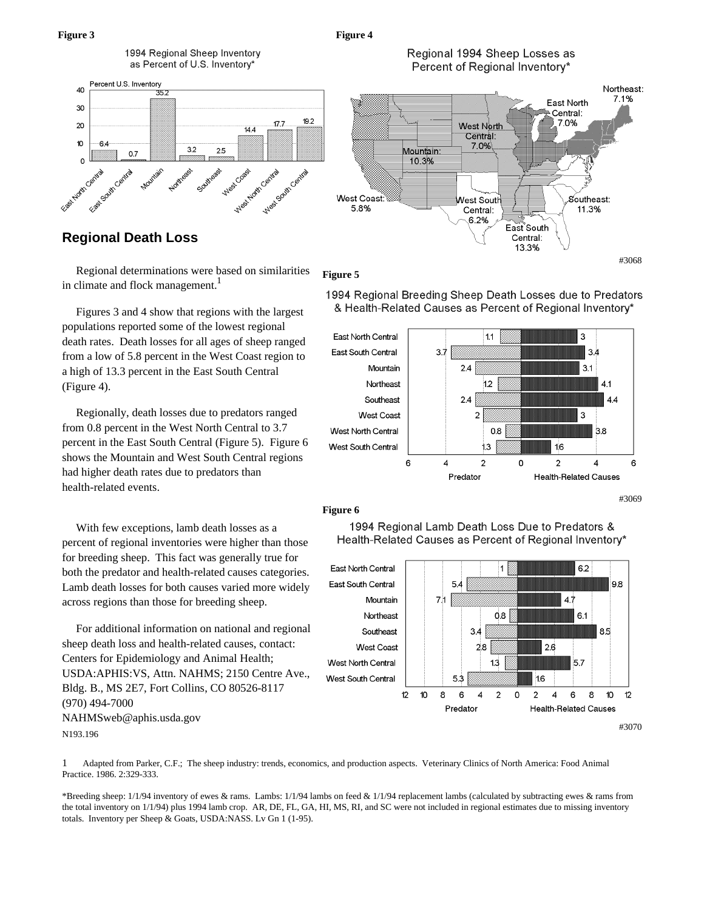**Figure 3**

1994 Regional Sheep Inventory as Percent of U.S. Inventory*

Percent U.S. Inventory

40
30
20
10
0

6.4
0.7
35.2
3.2
2.5
14.4
17.7
19.2

East North Central
East South Central
Mountain
Northeast
Southeast
West Coast
West North Central
West South Central

**Figure 4**

Regional 1994 Sheep Losses as Percent of Regional Inventory*

Northeast: 7.1%
East North Central: 7.0%
West North Central: 7.0%
Mountain: 10.3%
West Coast: 5.8%
West South Central: 6.2%
Southeast: 11.3%
East South Central: 13.3%

#3068

## Regional Death Loss

Regional determinations were based on similarities in climate and flock management.[1]

Figures 3 and 4 show that regions with the largest populations reported some of the lowest regional death rates. Death losses for all ages of sheep ranged from a low of 5.8 percent in the West Coast region to a high of 13.3 percent in the East South Central (Figure 4).

Regionally, death losses due to predators ranged from 0.8 percent in the West North Central to 3.7 percent in the East South Central (Figure 5). Figure 6 shows the Mountain and West South Central regions had higher death rates due to predators than health-related events.

With few exceptions, lamb death losses as a percent of regional inventories were higher than those for breeding sheep. This fact was generally true for both the predator and health-related causes categories. Lamb death losses for both causes varied more widely across regions than those for breeding sheep.

For additional information on national and regional sheep death loss and health-related causes, contact: Centers for Epidemiology and Animal Health; USDA:APHIS:VS, Attn. NAHMS; 2150 Centre Ave., Bldg. B., MS 2E7, Fort Collins, CO 80526-8117
(970) 494-7000
NAHMSweb@aphis.usda.gov

N193.196

**Figure 5**

1994 Regional Breeding Sheep Death Losses due to Predators & Health-Related Causes as Percent of Regional Inventory*

East North Central 1.1 3
East South Central 3.7 3.4
Mountain 2.4 3.1
Northeast 1.2 4.1
Southeast 2.4 4.4
West Coast 2 3
West North Central 0.8 3.8
West South Central 1.3 1.6

6 4 2 0 2 4 6

Predator
Health-Related Causes

#3069

**Figure 6**

1994 Regional Lamb Death Loss Due to Predators & Health-Related Causes as Percent of Regional Inventory*

East North Central 1 6.2
East South Central 5.4 9.8
Mountain 7.1 4.7
Northeast 0.8 6.1
Southeast 3.4 8.5
West Coast 2.8 2.6
West North Central 1.3 5.7
West South Central 5.3 1.6

12 10 8 6 4 2 0 2 4 6 8 10 12

Predator
Health-Related Causes

#3070

1 Adapted from Parker, C.F.; The sheep industry: trends, economics, and production aspects. Veterinary Clinics of North America: Food Animal Practice. 1986. 2:329-333.

*Breeding sheep: 1/1/94 inventory of ewes & rams. Lambs: 1/1/94 lambs on feed & 1/1/94 replacement lambs (calculated by subtracting ewes & rams from the total inventory on 1/1/94) plus 1994 lamb crop. AR, DE, FL, GA, HI, MS, RI, and SC were not included in regional estimates due to missing inventory totals. Inventory per Sheep & Goats, USDA:NASS. Lv Gn 1 (1-95).